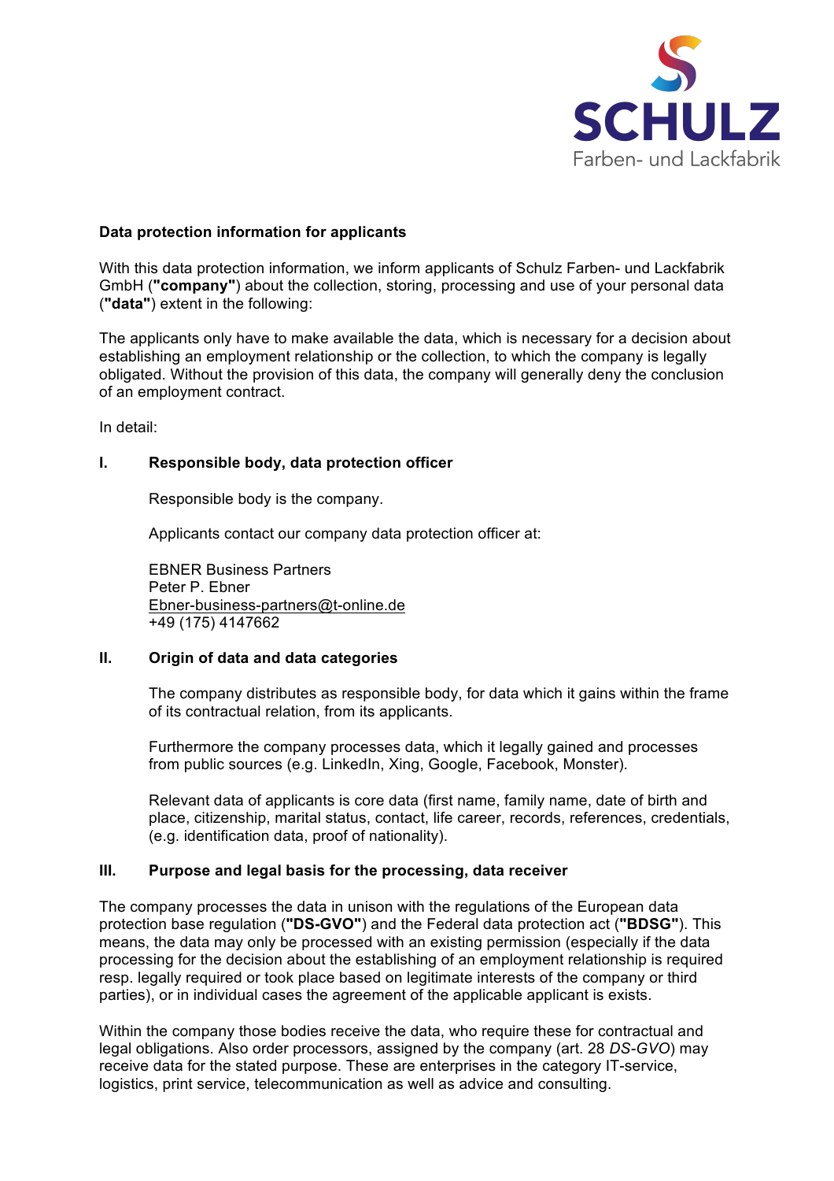SCHULZ
Farben- und Lackfabrik

**Data protection information for applicants**

With this data protection information, we inform applicants of Schulz Farben- und Lackfabrik GmbH (**"company"**) about the collection, storing, processing and use of your personal data (**"data"**) extent in the following:

The applicants only have to make available the data, which is necessary for a decision about establishing an employment relationship or the collection, to which the company is legally obligated. Without the provision of this data, the company will generally deny the conclusion of an employment contract.

In detail:

## I. Responsible body, data protection officer

Responsible body is the company.

Applicants contact our company data protection officer at:

EBNER Business Partners
Peter P. Ebner
Ebner-business-partners@t-online.de
+49 (175) 4147662

## II. Origin of data and data categories

The company distributes as responsible body, for data which it gains within the frame of its contractual relation, from its applicants.

Furthermore the company processes data, which it legally gained and processes from public sources (e.g. LinkedIn, Xing, Google, Facebook, Monster).

Relevant data of applicants is core data (first name, family name, date of birth and place, citizenship, marital status, contact, life career, records, references, credentials, (e.g. identification data, proof of nationality).

## III. Purpose and legal basis for the processing, data receiver

The company processes the data in unison with the regulations of the European data protection base regulation (**"DS-GVO"**) and the Federal data protection act (**"BDSG"**). This means, the data may only be processed with an existing permission (especially if the data processing for the decision about the establishing of an employment relationship is required resp. legally required or took place based on legitimate interests of the company or third parties), or in individual cases the agreement of the applicable applicant is exists.

Within the company those bodies receive the data, who require these for contractual and legal obligations. Also order processors, assigned by the company (art. 28 *DS-GVO*) may receive data for the stated purpose. These are enterprises in the category IT-service, logistics, print service, telecommunication as well as advice and consulting.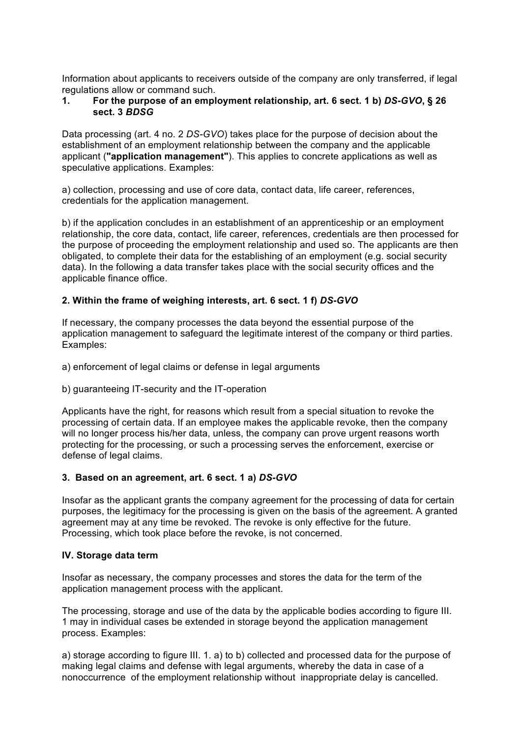Information about applicants to receivers outside of the company are only transferred, if legal regulations allow or command such.

### 1. For the purpose of an employment relationship, art. 6 sect. 1 b) *DS-GVO*, § 26 sect. 3 *BDSG*

Data processing (art. 4 no. 2 *DS-GVO*) takes place for the purpose of decision about the establishment of an employment relationship between the company and the applicable applicant (**"application management"**). This applies to concrete applications as well as speculative applications. Examples:

a) collection, processing and use of core data, contact data, life career, references, credentials for the application management.

b) if the application concludes in an establishment of an apprenticeship or an employment relationship, the core data, contact, life career, references, credentials are then processed for the purpose of proceeding the employment relationship and used so. The applicants are then obligated, to complete their data for the establishing of an employment (e.g. social security data). In the following a data transfer takes place with the social security offices and the applicable finance office.

### 2. Within the frame of weighing interests, art. 6 sect. 1 f) *DS-GVO*

If necessary, the company processes the data beyond the essential purpose of the application management to safeguard the legitimate interest of the company or third parties. Examples:

a) enforcement of legal claims or defense in legal arguments

b) guaranteeing IT-security and the IT-operation

Applicants have the right, for reasons which result from a special situation to revoke the processing of certain data. If an employee makes the applicable revoke, then the company will no longer process his/her data, unless, the company can prove urgent reasons worth protecting for the processing, or such a processing serves the enforcement, exercise or defense of legal claims.

### 3. Based on an agreement, art. 6 sect. 1 a) *DS-GVO*

Insofar as the applicant grants the company agreement for the processing of data for certain purposes, the legitimacy for the processing is given on the basis of the agreement. A granted agreement may at any time be revoked. The revoke is only effective for the future. Processing, which took place before the revoke, is not concerned.

## IV. Storage data term

Insofar as necessary, the company processes and stores the data for the term of the application management process with the applicant.

The processing, storage and use of the data by the applicable bodies according to figure III. 1 may in individual cases be extended in storage beyond the application management process. Examples:

a) storage according to figure III. 1. a) to b) collected and processed data for the purpose of making legal claims and defense with legal arguments, whereby the data in case of a nonoccurrence of the employment relationship without inappropriate delay is cancelled.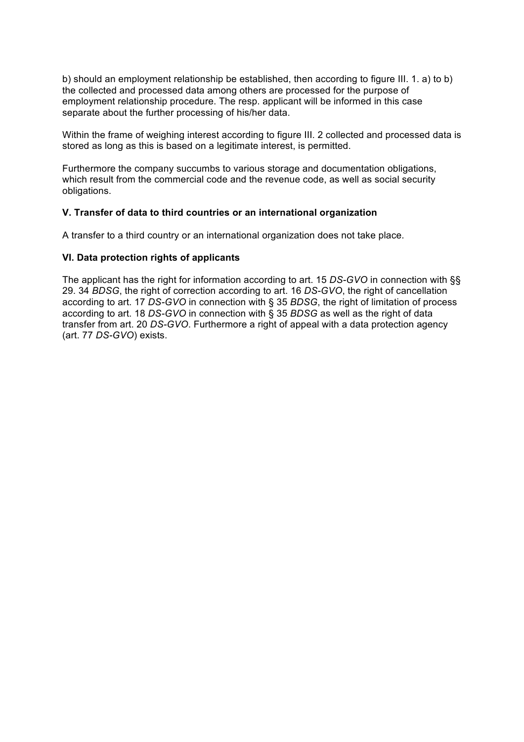b) should an employment relationship be established, then according to figure III. 1. a) to b) the collected and processed data among others are processed for the purpose of employment relationship procedure. The resp. applicant will be informed in this case separate about the further processing of his/her data.

Within the frame of weighing interest according to figure III. 2 collected and processed data is stored as long as this is based on a legitimate interest, is permitted.

Furthermore the company succumbs to various storage and documentation obligations, which result from the commercial code and the revenue code, as well as social security obligations.

**V. Transfer of data to third countries or an international organization**

A transfer to a third country or an international organization does not take place.

**VI. Data protection rights of applicants**

The applicant has the right for information according to art. 15 *DS-GVO* in connection with §§ 29. 34 *BDSG*, the right of correction according to art. 16 *DS-GVO*, the right of cancellation according to art. 17 *DS-GVO* in connection with § 35 *BDSG*, the right of limitation of process according to art. 18 *DS-GVO* in connection with § 35 *BDSG* as well as the right of data transfer from art. 20 *DS-GVO*. Furthermore a right of appeal with a data protection agency (art. 77 *DS-GVO*) exists.